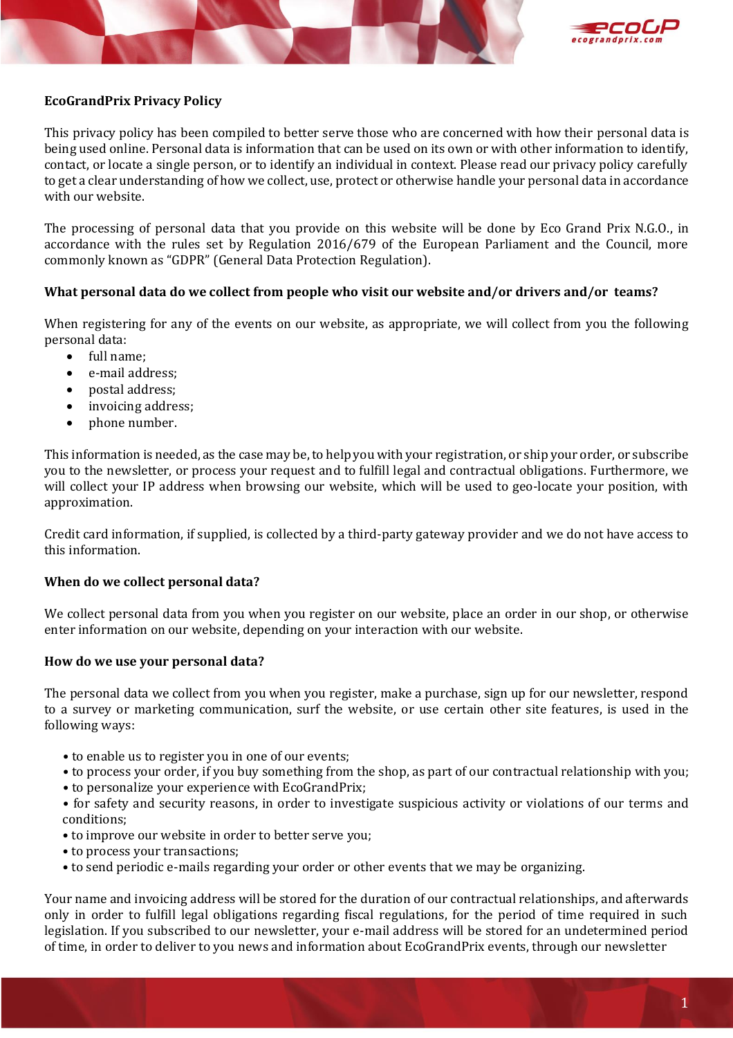# EcoGrandPrix Privacy Policy

This privacy policy has been compiled to better serve those who are concerned with how their personal data is being used online. Personal data is information that can be used on its own or with other information to identify, contact, or locate a single person, or to identify an individual in context. Please read our privacy policy carefully to get a clear understanding of how we collect, use, protect or otherwise handle your personal data in accordance with our website.

The processing of personal data that you provide on this website will be done by Eco Grand Prix N.G.O., in accordance with the rules set by Regulation 2016/679 of the European Parliament and the Council, more commonly known as "GDPR" (General Data Protection Regulation).

## What personal data do we collect from people who visit our website and/or drivers and/or teams?

When registering for any of the events on our website, as appropriate, we will collect from you the following personal data:

- full name;
- e-mail address;
- postal address;
- invoicing address;
- phone number.

This information is needed, as the case may be, to help you with your registration, or ship your order, or subscribe you to the newsletter, or process your request and to fulfill legal and contractual obligations. Furthermore, we will collect your IP address when browsing our website, which will be used to geo-locate your position, with approximation.

Credit card information, if supplied, is collected by a third-party gateway provider and we do not have access to this information.

## When do we collect personal data?

We collect personal data from you when you register on our website, place an order in our shop, or otherwise enter information on our website, depending on your interaction with our website.

## How do we use your personal data?

The personal data we collect from you when you register, make a purchase, sign up for our newsletter, respond to a survey or marketing communication, surf the website, or use certain other site features, is used in the following ways:

- to enable us to register you in one of our events;
- to process your order, if you buy something from the shop, as part of our contractual relationship with you;
- to personalize your experience with EcoGrandPrix;
- for safety and security reasons, in order to investigate suspicious activity or violations of our terms and conditions;
- to improve our website in order to better serve you;
- to process your transactions;
- to send periodic e-mails regarding your order or other events that we may be organizing.

Your name and invoicing address will be stored for the duration of our contractual relationships, and afterwards only in order to fulfill legal obligations regarding fiscal regulations, for the period of time required in such legislation. If you subscribed to our newsletter, your e-mail address will be stored for an undetermined period of time, in order to deliver to you news and information about EcoGrandPrix events, through our newsletter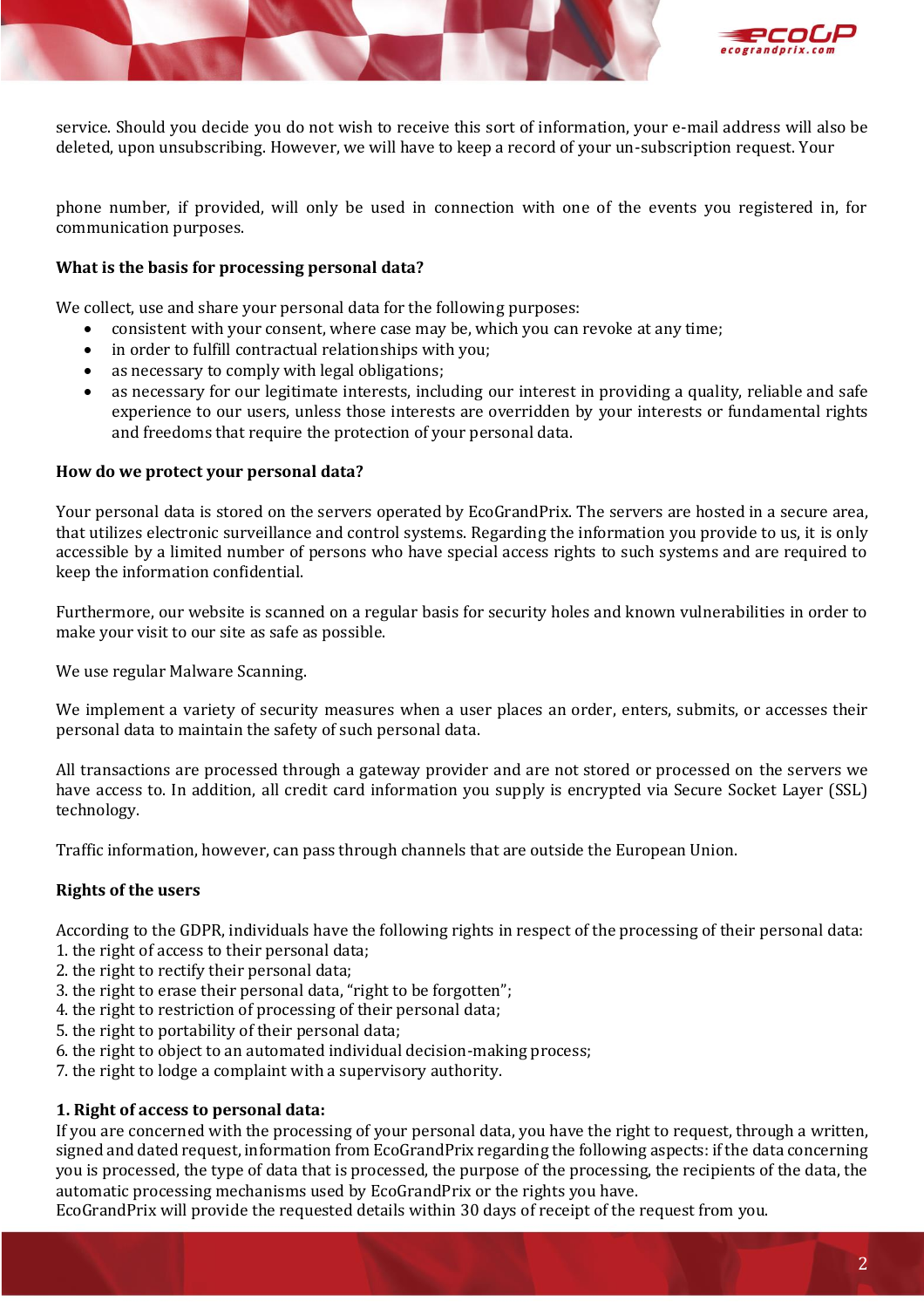service. Should you decide you do not wish to receive this sort of information, your e-mail address will also be deleted, upon unsubscribing. However, we will have to keep a record of your un-subscription request. Your

phone number, if provided, will only be used in connection with one of the events you registered in, for communication purposes.

**What is the basis for processing personal data?**

We collect, use and share your personal data for the following purposes:

- consistent with your consent, where case may be, which you can revoke at any time;
- in order to fulfill contractual relationships with you;
- as necessary to comply with legal obligations;
- as necessary for our legitimate interests, including our interest in providing a quality, reliable and safe experience to our users, unless those interests are overridden by your interests or fundamental rights and freedoms that require the protection of your personal data.

**How do we protect your personal data?**

Your personal data is stored on the servers operated by EcoGrandPrix. The servers are hosted in a secure area, that utilizes electronic surveillance and control systems. Regarding the information you provide to us, it is only accessible by a limited number of persons who have special access rights to such systems and are required to keep the information confidential.

Furthermore, our website is scanned on a regular basis for security holes and known vulnerabilities in order to make your visit to our site as safe as possible.

We use regular Malware Scanning.

We implement a variety of security measures when a user places an order, enters, submits, or accesses their personal data to maintain the safety of such personal data.

All transactions are processed through a gateway provider and are not stored or processed on the servers we have access to. In addition, all credit card information you supply is encrypted via Secure Socket Layer (SSL) technology.

Traffic information, however, can pass through channels that are outside the European Union.

**Rights of the users**

According to the GDPR, individuals have the following rights in respect of the processing of their personal data:
1. the right of access to their personal data;
2. the right to rectify their personal data;
3. the right to erase their personal data, "right to be forgotten";
4. the right to restriction of processing of their personal data;
5. the right to portability of their personal data;
6. the right to object to an automated individual decision-making process;
7. the right to lodge a complaint with a supervisory authority.

**1. Right of access to personal data:**
If you are concerned with the processing of your personal data, you have the right to request, through a written, signed and dated request, information from EcoGrandPrix regarding the following aspects: if the data concerning you is processed, the type of data that is processed, the purpose of the processing, the recipients of the data, the automatic processing mechanisms used by EcoGrandPrix or the rights you have.
EcoGrandPrix will provide the requested details within 30 days of receipt of the request from you.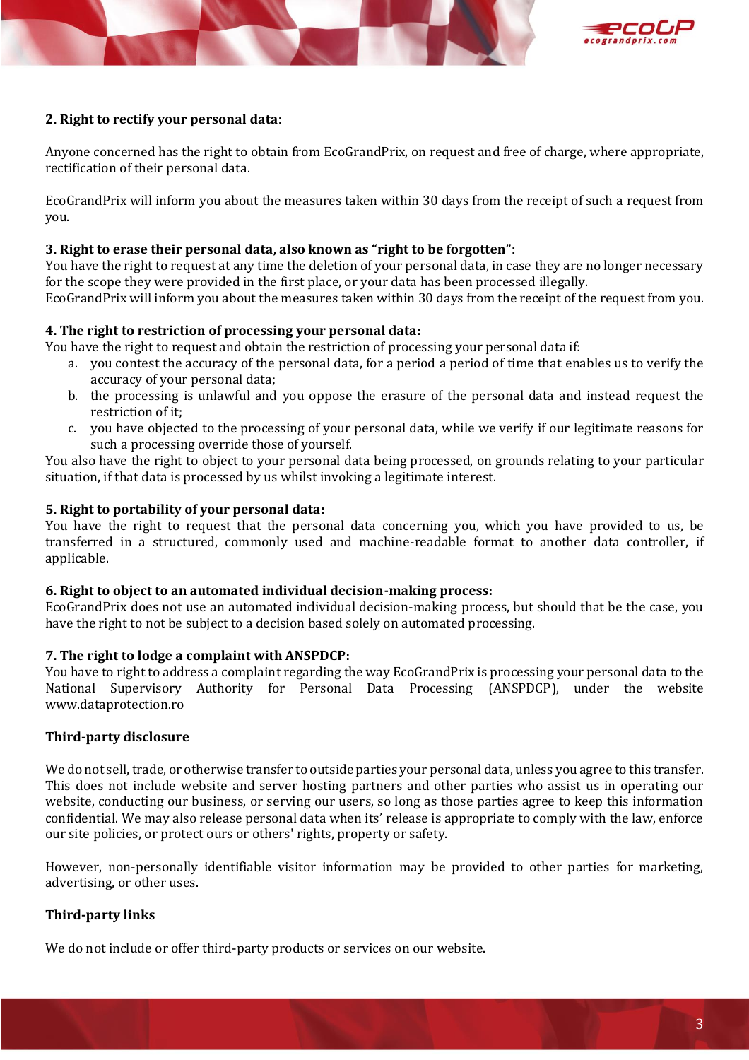**2. Right to rectify your personal data:**

Anyone concerned has the right to obtain from EcoGrandPrix, on request and free of charge, where appropriate, rectification of their personal data.

EcoGrandPrix will inform you about the measures taken within 30 days from the receipt of such a request from you.

**3. Right to erase their personal data, also known as "right to be forgotten":**
You have the right to request at any time the deletion of your personal data, in case they are no longer necessary for the scope they were provided in the first place, or your data has been processed illegally.
EcoGrandPrix will inform you about the measures taken within 30 days from the receipt of the request from you.

**4. The right to restriction of processing your personal data:**
You have the right to request and obtain the restriction of processing your personal data if:

a. you contest the accuracy of the personal data, for a period a period of time that enables us to verify the accuracy of your personal data;
b. the processing is unlawful and you oppose the erasure of the personal data and instead request the restriction of it;
c. you have objected to the processing of your personal data, while we verify if our legitimate reasons for such a processing override those of yourself.

You also have the right to object to your personal data being processed, on grounds relating to your particular situation, if that data is processed by us whilst invoking a legitimate interest.

**5. Right to portability of your personal data:**
You have the right to request that the personal data concerning you, which you have provided to us, be transferred in a structured, commonly used and machine-readable format to another data controller, if applicable.

**6. Right to object to an automated individual decision-making process:**
EcoGrandPrix does not use an automated individual decision-making process, but should that be the case, you have the right to not be subject to a decision based solely on automated processing.

**7. The right to lodge a complaint with ANSPDCP:**
You have to right to address a complaint regarding the way EcoGrandPrix is processing your personal data to the National Supervisory Authority for Personal Data Processing (ANSPDCP), under the website www.dataprotection.ro

**Third-party disclosure**

We do not sell, trade, or otherwise transfer to outside parties your personal data, unless you agree to this transfer. This does not include website and server hosting partners and other parties who assist us in operating our website, conducting our business, or serving our users, so long as those parties agree to keep this information confidential. We may also release personal data when its' release is appropriate to comply with the law, enforce our site policies, or protect ours or others' rights, property or safety.

However, non-personally identifiable visitor information may be provided to other parties for marketing, advertising, or other uses.

**Third-party links**

We do not include or offer third-party products or services on our website.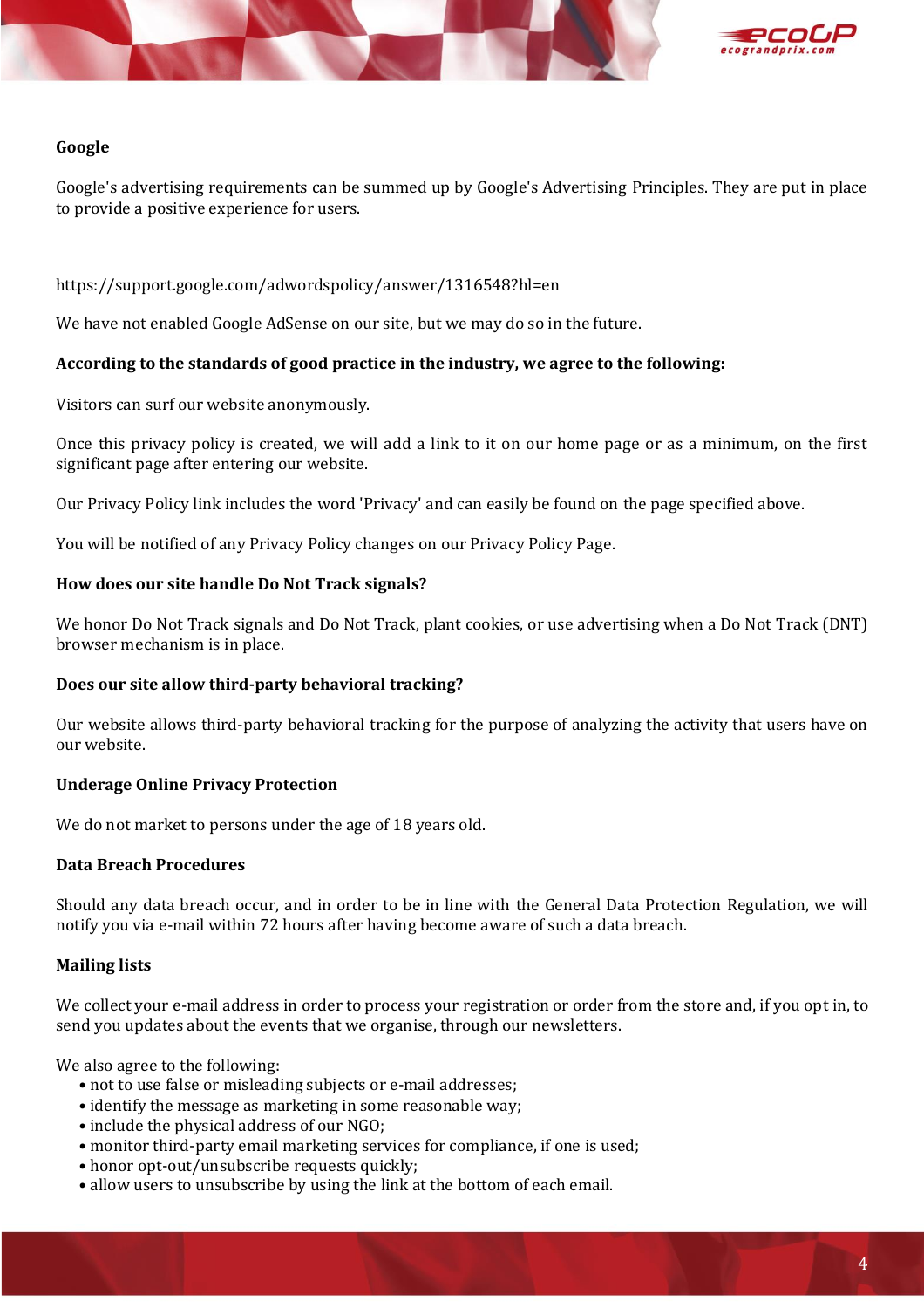**Google**

Google's advertising requirements can be summed up by Google's Advertising Principles. They are put in place to provide a positive experience for users.

https://support.google.com/adwordspolicy/answer/1316548?hl=en

We have not enabled Google AdSense on our site, but we may do so in the future.

**According to the standards of good practice in the industry, we agree to the following:**

Visitors can surf our website anonymously.

Once this privacy policy is created, we will add a link to it on our home page or as a minimum, on the first significant page after entering our website.

Our Privacy Policy link includes the word 'Privacy' and can easily be found on the page specified above.

You will be notified of any Privacy Policy changes on our Privacy Policy Page.

**How does our site handle Do Not Track signals?**

We honor Do Not Track signals and Do Not Track, plant cookies, or use advertising when a Do Not Track (DNT) browser mechanism is in place.

**Does our site allow third-party behavioral tracking?**

Our website allows third-party behavioral tracking for the purpose of analyzing the activity that users have on our website.

**Underage Online Privacy Protection**

We do not market to persons under the age of 18 years old.

**Data Breach Procedures**

Should any data breach occur, and in order to be in line with the General Data Protection Regulation, we will notify you via e-mail within 72 hours after having become aware of such a data breach.

**Mailing lists**

We collect your e-mail address in order to process your registration or order from the store and, if you opt in, to send you updates about the events that we organise, through our newsletters.

We also agree to the following:

- not to use false or misleading subjects or e-mail addresses;
- identify the message as marketing in some reasonable way;
- include the physical address of our NGO;
- monitor third-party email marketing services for compliance, if one is used;
- honor opt-out/unsubscribe requests quickly;
- allow users to unsubscribe by using the link at the bottom of each email.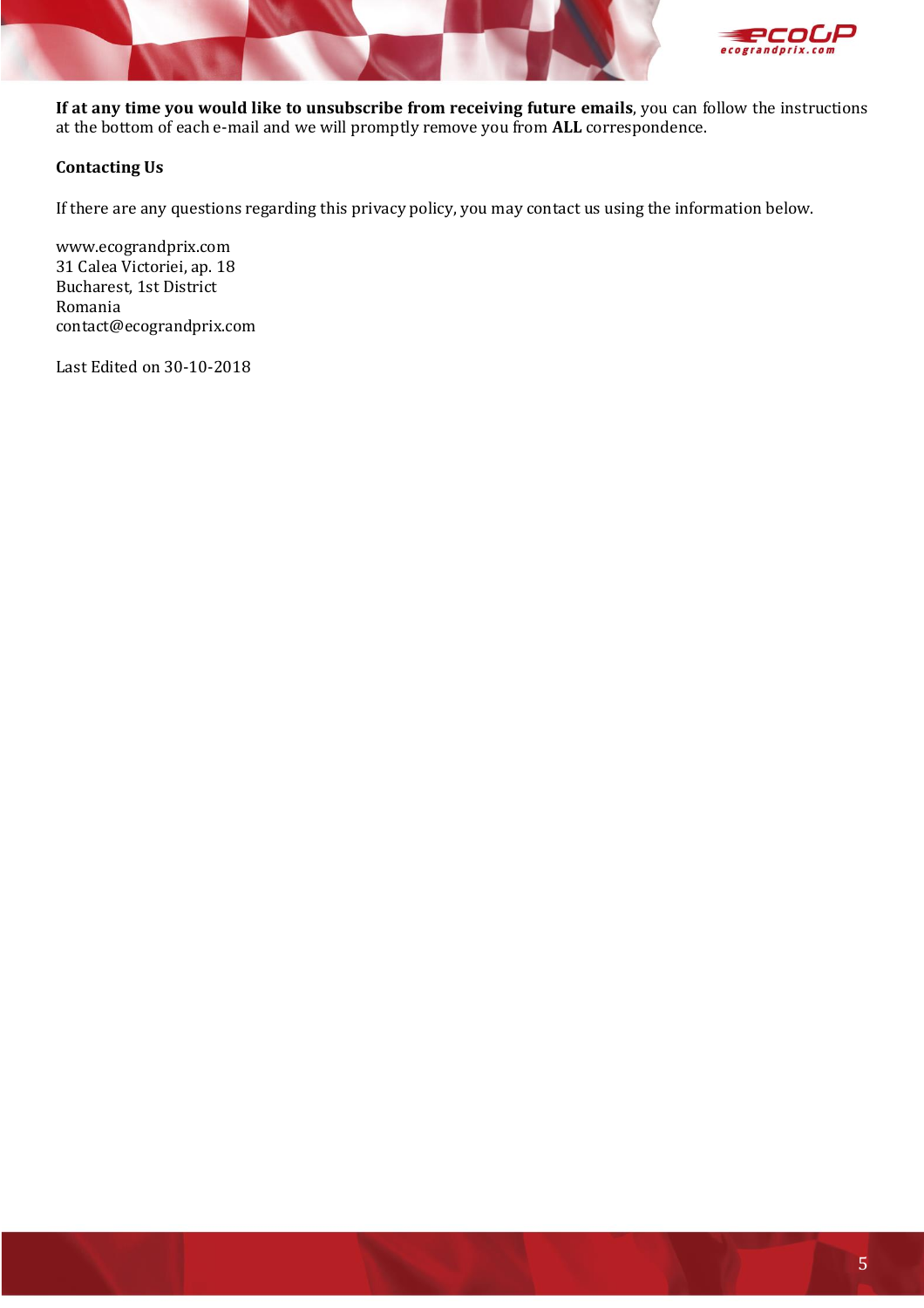**If at any time you would like to unsubscribe from receiving future emails**, you can follow the instructions at the bottom of each e-mail and we will promptly remove you from **ALL** correspondence.

**Contacting Us**

If there are any questions regarding this privacy policy, you may contact us using the information below.

www.ecograndprix.com
31 Calea Victoriei, ap. 18
Bucharest, 1st District
Romania
contact@ecograndprix.com

Last Edited on 30-10-2018